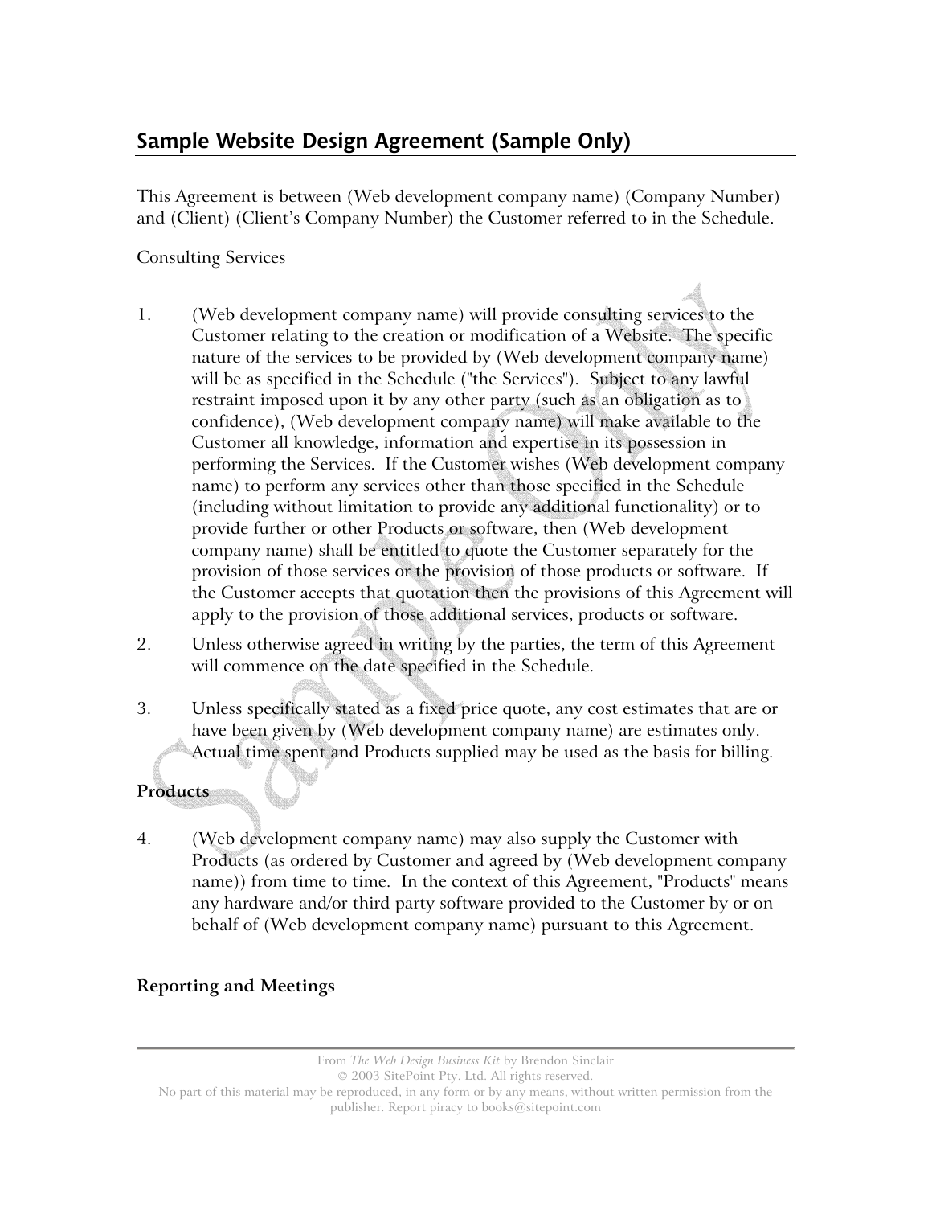## Sample Website Design Agreement (Sample Only)

This Agreement is between (Web development company name) (Company Number) and (Client) (Client's Company Number) the Customer referred to in the Schedule.

Consulting Services

1. (Web development company name) will provide consulting services to the Customer relating to the creation or modification of a Website. The specific nature of the services to be provided by (Web development company name) will be as specified in the Schedule ("the Services"). Subject to any lawful restraint imposed upon it by any other party (such as an obligation as to confidence), (Web development company name) will make available to the Customer all knowledge, information and expertise in its possession in performing the Services. If the Customer wishes (Web development company name) to perform any services other than those specified in the Schedule (including without limitation to provide any additional functionality) or to provide further or other Products or software, then (Web development company name) shall be entitled to quote the Customer separately for the provision of those services or the provision of those products or software. If the Customer accepts that quotation then the provisions of this Agreement will apply to the provision of those additional services, products or software.

2. Unless otherwise agreed in writing by the parties, the term of this Agreement will commence on the date specified in the Schedule.

3. Unless specifically stated as a fixed price quote, any cost estimates that are or have been given by (Web development company name) are estimates only. Actual time spent and Products supplied may be used as the basis for billing.

**Products**

4. (Web development company name) may also supply the Customer with Products (as ordered by Customer and agreed by (Web development company name)) from time to time. In the context of this Agreement, "Products" means any hardware and/or third party software provided to the Customer by or on behalf of (Web development company name) pursuant to this Agreement.

**Reporting and Meetings**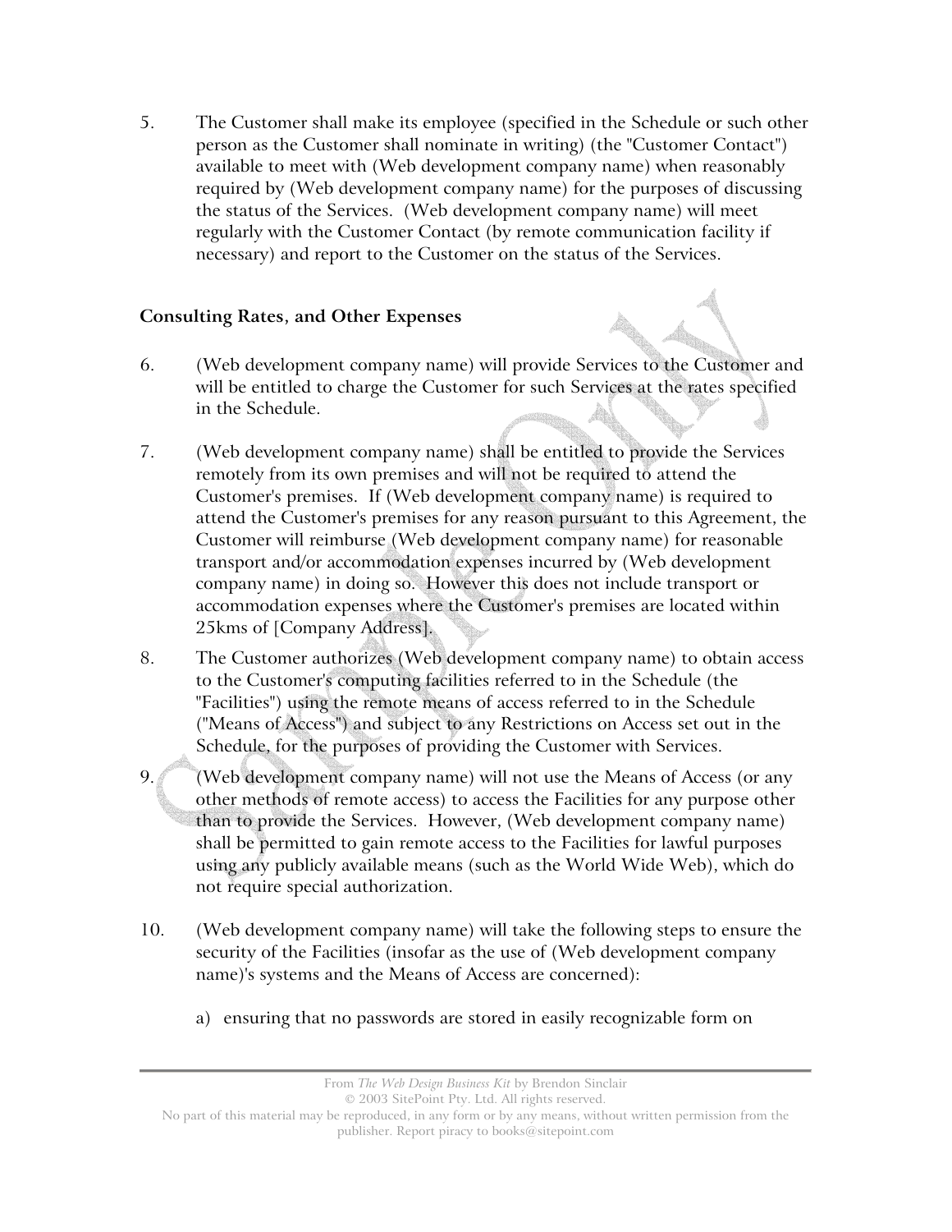5. The Customer shall make its employee (specified in the Schedule or such other person as the Customer shall nominate in writing) (the "Customer Contact") available to meet with (Web development company name) when reasonably required by (Web development company name) for the purposes of discussing the status of the Services. (Web development company name) will meet regularly with the Customer Contact (by remote communication facility if necessary) and report to the Customer on the status of the Services.

**Consulting Rates, and Other Expenses**

6. (Web development company name) will provide Services to the Customer and will be entitled to charge the Customer for such Services at the rates specified in the Schedule.

7. (Web development company name) shall be entitled to provide the Services remotely from its own premises and will not be required to attend the Customer's premises. If (Web development company name) is required to attend the Customer's premises for any reason pursuant to this Agreement, the Customer will reimburse (Web development company name) for reasonable transport and/or accommodation expenses incurred by (Web development company name) in doing so. However this does not include transport or accommodation expenses where the Customer's premises are located within 25kms of [Company Address].

8. The Customer authorizes (Web development company name) to obtain access to the Customer's computing facilities referred to in the Schedule (the "Facilities") using the remote means of access referred to in the Schedule ("Means of Access") and subject to any Restrictions on Access set out in the Schedule, for the purposes of providing the Customer with Services.

9. (Web development company name) will not use the Means of Access (or any other methods of remote access) to access the Facilities for any purpose other than to provide the Services. However, (Web development company name) shall be permitted to gain remote access to the Facilities for lawful purposes using any publicly available means (such as the World Wide Web), which do not require special authorization.

10. (Web development company name) will take the following steps to ensure the security of the Facilities (insofar as the use of (Web development company name)'s systems and the Means of Access are concerned):

    a) ensuring that no passwords are stored in easily recognizable form on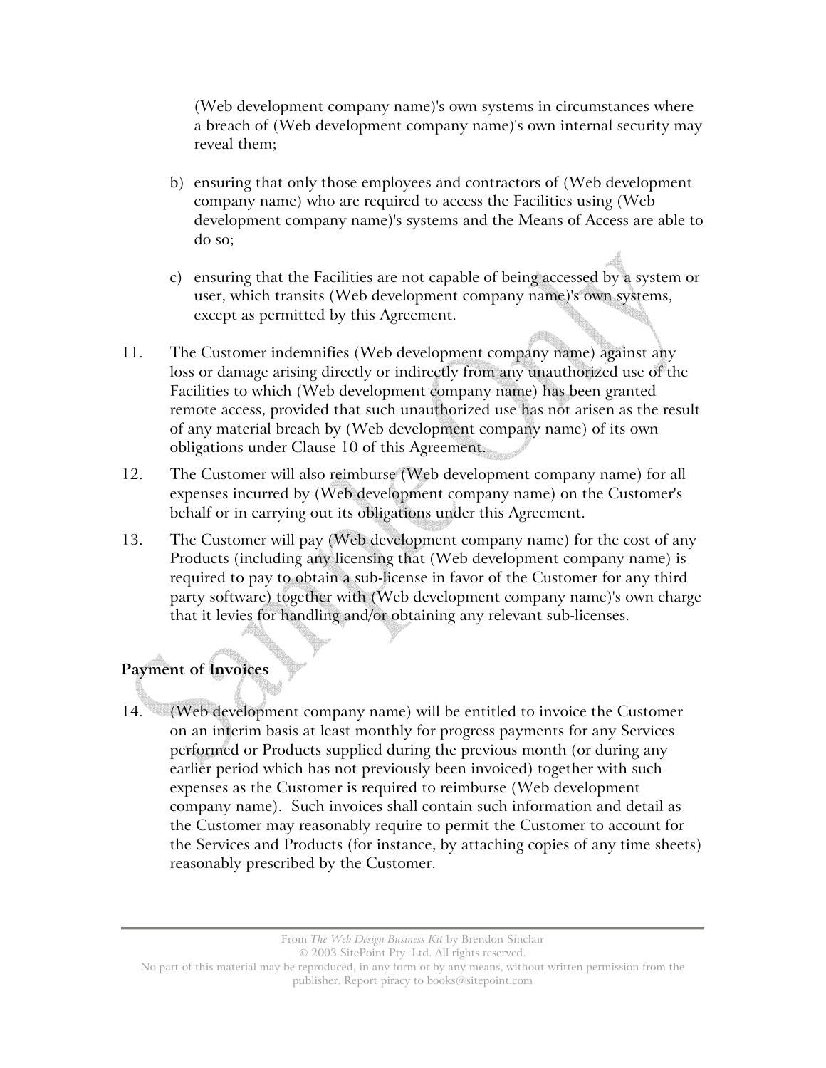(Web development company name)'s own systems in circumstances where a breach of (Web development company name)'s own internal security may reveal them;

b) ensuring that only those employees and contractors of (Web development company name) who are required to access the Facilities using (Web development company name)'s systems and the Means of Access are able to do so;

c) ensuring that the Facilities are not capable of being accessed by a system or user, which transits (Web development company name)'s own systems, except as permitted by this Agreement.

11. The Customer indemnifies (Web development company name) against any loss or damage arising directly or indirectly from any unauthorized use of the Facilities to which (Web development company name) has been granted remote access, provided that such unauthorized use has not arisen as the result of any material breach by (Web development company name) of its own obligations under Clause 10 of this Agreement.

12. The Customer will also reimburse (Web development company name) for all expenses incurred by (Web development company name) on the Customer's behalf or in carrying out its obligations under this Agreement.

13. The Customer will pay (Web development company name) for the cost of any Products (including any licensing that (Web development company name) is required to pay to obtain a sub-license in favor of the Customer for any third party software) together with (Web development company name)'s own charge that it levies for handling and/or obtaining any relevant sub-licenses.

**Payment of Invoices**

14. (Web development company name) will be entitled to invoice the Customer on an interim basis at least monthly for progress payments for any Services performed or Products supplied during the previous month (or during any earlier period which has not previously been invoiced) together with such expenses as the Customer is required to reimburse (Web development company name). Such invoices shall contain such information and detail as the Customer may reasonably require to permit the Customer to account for the Services and Products (for instance, by attaching copies of any time sheets) reasonably prescribed by the Customer.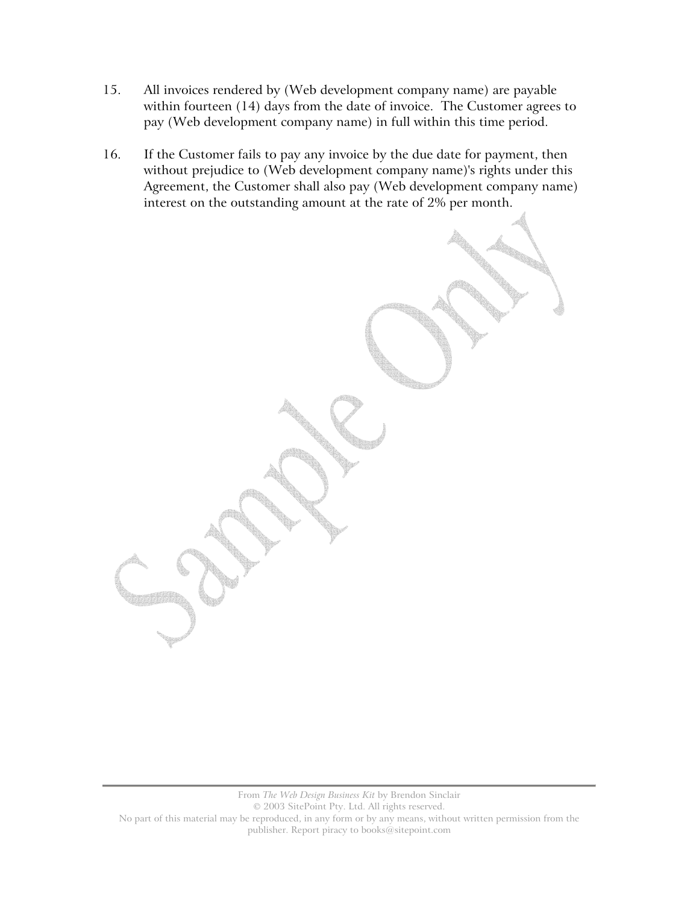15. All invoices rendered by (Web development company name) are payable within fourteen (14) days from the date of invoice. The Customer agrees to pay (Web development company name) in full within this time period.

16. If the Customer fails to pay any invoice by the due date for payment, then without prejudice to (Web development company name)'s rights under this Agreement, the Customer shall also pay (Web development company name) interest on the outstanding amount at the rate of 2% per month.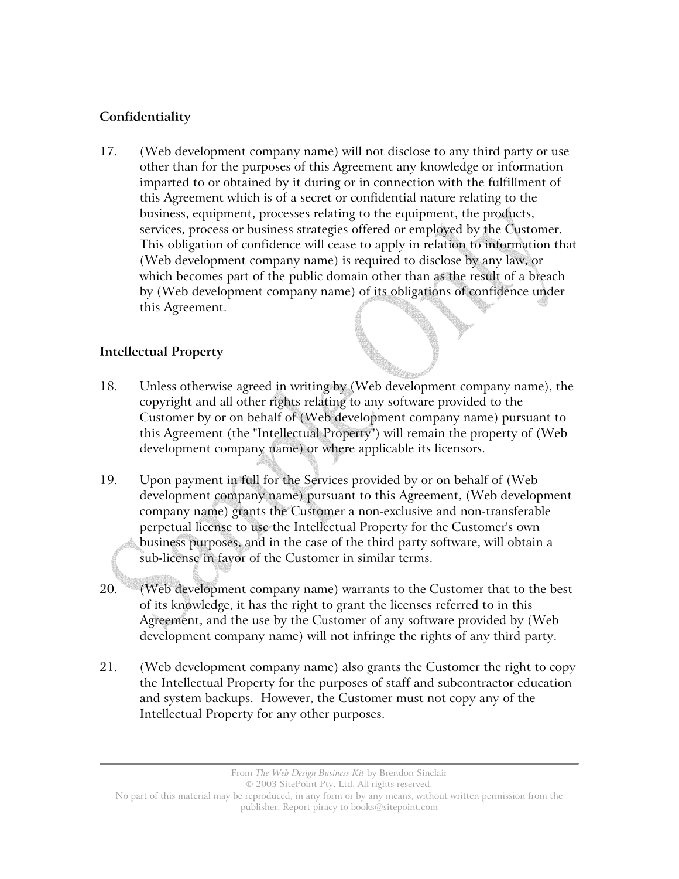## Confidentiality

17. (Web development company name) will not disclose to any third party or use other than for the purposes of this Agreement any knowledge or information imparted to or obtained by it during or in connection with the fulfillment of this Agreement which is of a secret or confidential nature relating to the business, equipment, processes relating to the equipment, the products, services, process or business strategies offered or employed by the Customer. This obligation of confidence will cease to apply in relation to information that (Web development company name) is required to disclose by any law, or which becomes part of the public domain other than as the result of a breach by (Web development company name) of its obligations of confidence under this Agreement.

## Intellectual Property

18. Unless otherwise agreed in writing by (Web development company name), the copyright and all other rights relating to any software provided to the Customer by or on behalf of (Web development company name) pursuant to this Agreement (the "Intellectual Property") will remain the property of (Web development company name) or where applicable its licensors.

19. Upon payment in full for the Services provided by or on behalf of (Web development company name) pursuant to this Agreement, (Web development company name) grants the Customer a non-exclusive and non-transferable perpetual license to use the Intellectual Property for the Customer's own business purposes, and in the case of the third party software, will obtain a sub-license in favor of the Customer in similar terms.

20. (Web development company name) warrants to the Customer that to the best of its knowledge, it has the right to grant the licenses referred to in this Agreement, and the use by the Customer of any software provided by (Web development company name) will not infringe the rights of any third party.

21. (Web development company name) also grants the Customer the right to copy the Intellectual Property for the purposes of staff and subcontractor education and system backups. However, the Customer must not copy any of the Intellectual Property for any other purposes.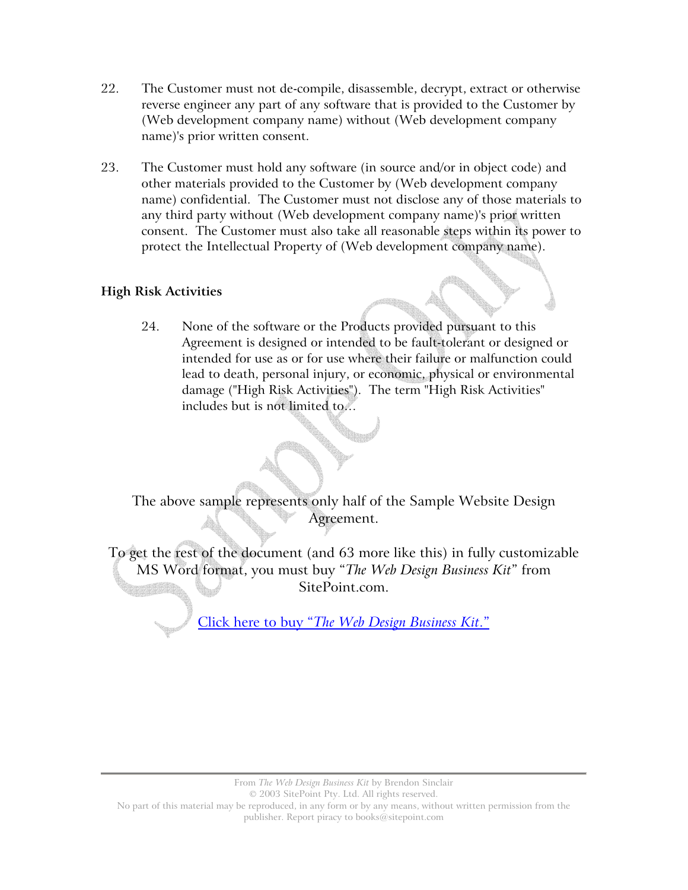22. The Customer must not de-compile, disassemble, decrypt, extract or otherwise reverse engineer any part of any software that is provided to the Customer by (Web development company name) without (Web development company name)'s prior written consent.

23. The Customer must hold any software (in source and/or in object code) and other materials provided to the Customer by (Web development company name) confidential. The Customer must not disclose any of those materials to any third party without (Web development company name)'s prior written consent. The Customer must also take all reasonable steps within its power to protect the Intellectual Property of (Web development company name).

**High Risk Activities**

24. None of the software or the Products provided pursuant to this Agreement is designed or intended to be fault-tolerant or designed or intended for use as or for use where their failure or malfunction could lead to death, personal injury, or economic, physical or environmental damage ("High Risk Activities"). The term "High Risk Activities" includes but is not limited to…

The above sample represents only half of the Sample Website Design Agreement.

To get the rest of the document (and 63 more like this) in fully customizable MS Word format, you must buy "*The Web Design Business Kit*" from SitePoint.com.

Click here to buy "*The Web Design Business Kit*."

From *The Web Design Business Kit* by Brendon Sinclair
© 2003 SitePoint Pty. Ltd. All rights reserved.
No part of this material may be reproduced, in any form or by any means, without written permission from the publisher. Report piracy to books@sitepoint.com